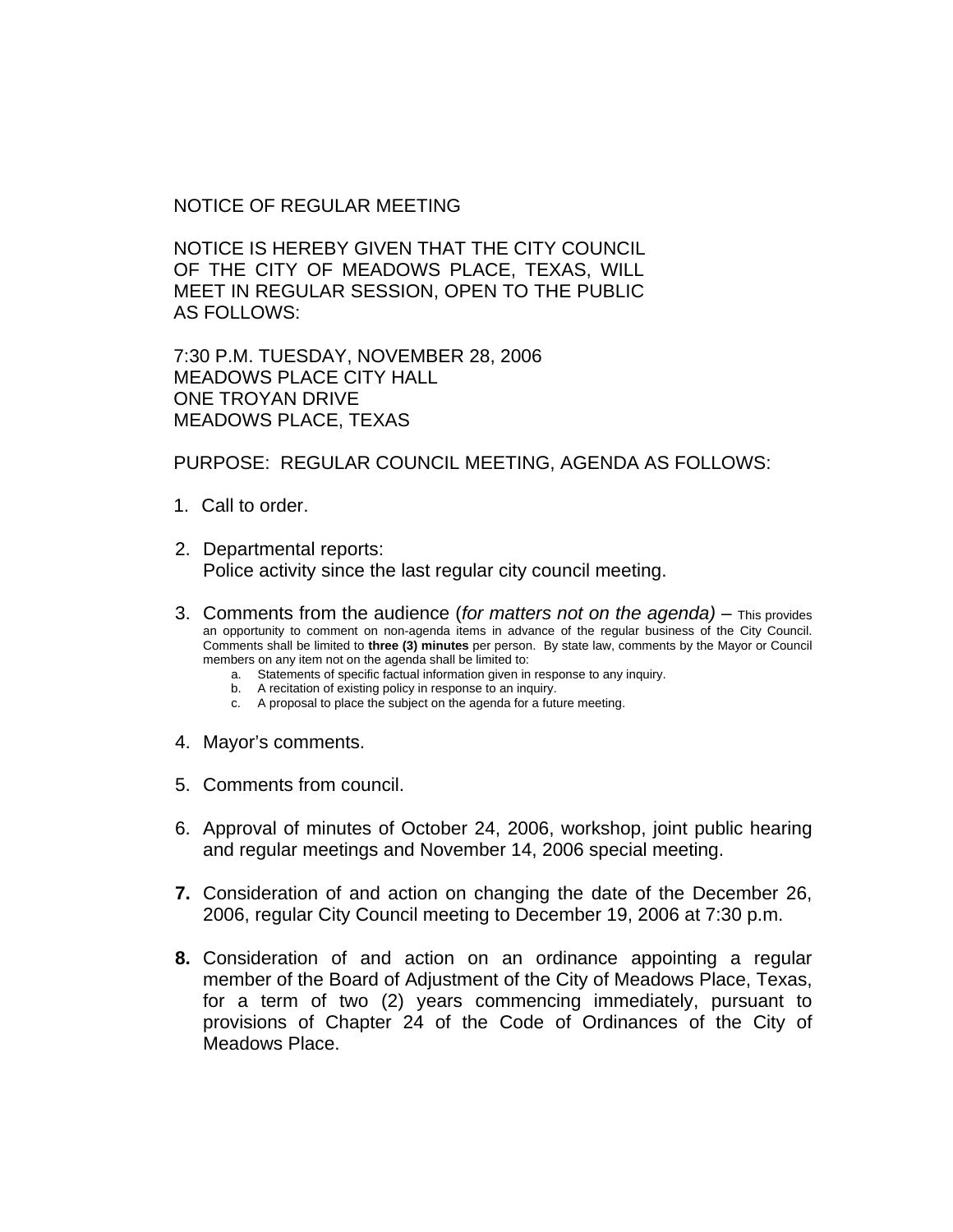# NOTICE OF REGULAR MEETING

NOTICE IS HEREBY GIVEN THAT THE CITY COUNCIL OF THE CITY OF MEADOWS PLACE, TEXAS, WILL MEET IN REGULAR SESSION, OPEN TO THE PUBLIC AS FOLLOWS:

7:30 P.M. TUESDAY, NOVEMBER 28, 2006
MEADOWS PLACE CITY HALL
ONE TROYAN DRIVE
MEADOWS PLACE, TEXAS

PURPOSE: REGULAR COUNCIL MEETING, AGENDA AS FOLLOWS:

1. Call to order.

2. Departmental reports:
   Police activity since the last regular city council meeting.

3. Comments from the audience (*for matters not on the agenda)* – This provides an opportunity to comment on non-agenda items in advance of the regular business of the City Council. Comments shall be limited to **three (3) minutes** per person. By state law, comments by the Mayor or Council members on any item not on the agenda shall be limited to:
   a. Statements of specific factual information given in response to any inquiry.
   b. A recitation of existing policy in response to an inquiry.
   c. A proposal to place the subject on the agenda for a future meeting.

4. Mayor's comments.

5. Comments from council.

6. Approval of minutes of October 24, 2006, workshop, joint public hearing and regular meetings and November 14, 2006 special meeting.

**7.** Consideration of and action on changing the date of the December 26, 2006, regular City Council meeting to December 19, 2006 at 7:30 p.m.

**8.** Consideration of and action on an ordinance appointing a regular member of the Board of Adjustment of the City of Meadows Place, Texas, for a term of two (2) years commencing immediately, pursuant to provisions of Chapter 24 of the Code of Ordinances of the City of Meadows Place.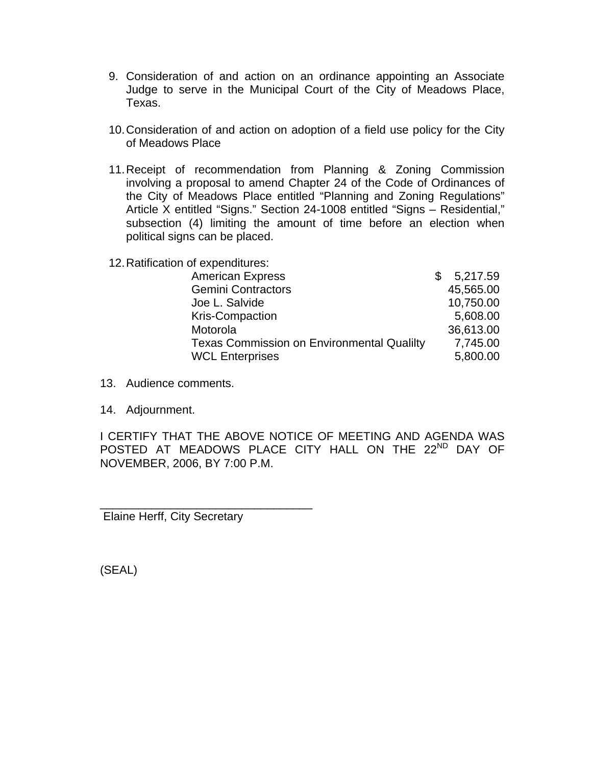9. Consideration of and action on an ordinance appointing an Associate Judge to serve in the Municipal Court of the City of Meadows Place, Texas.

10. Consideration of and action on adoption of a field use policy for the City of Meadows Place

11. Receipt of recommendation from Planning & Zoning Commission involving a proposal to amend Chapter 24 of the Code of Ordinances of the City of Meadows Place entitled "Planning and Zoning Regulations" Article X entitled "Signs." Section 24-1008 entitled "Signs – Residential," subsection (4) limiting the amount of time before an election when political signs can be placed.

12. Ratification of expenditures:

| | |
|---|---|
| American Express | $ 5,217.59 |
| Gemini Contractors | 45,565.00 |
| Joe L. Salvide | 10,750.00 |
| Kris-Compaction | 5,608.00 |
| Motorola | 36,613.00 |
| Texas Commission on Environmental Qualilty | 7,745.00 |
| WCL Enterprises | 5,800.00 |

13. Audience comments.

14. Adjournment.

I CERTIFY THAT THE ABOVE NOTICE OF MEETING AND AGENDA WAS POSTED AT MEADOWS PLACE CITY HALL ON THE 22ND DAY OF NOVEMBER, 2006, BY 7:00 P.M.

\_\_\_\_\_\_\_\_\_\_\_\_\_\_\_\_\_\_\_\_\_\_\_\_\_\_\_\_\_\_\_\_\_\_

Elaine Herff, City Secretary

(SEAL)